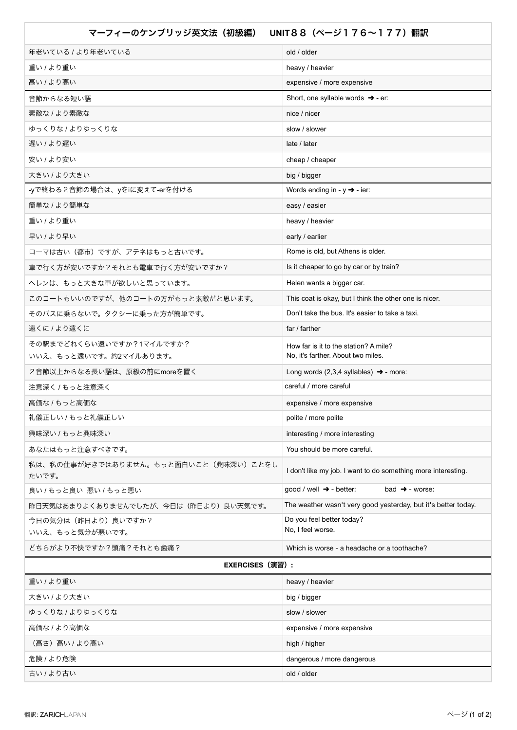| マーフィーのケンブリッジ英文法（初級編）　UNIT８８（ページ１７６〜１７７）翻訳 | |
|---|---|
| 年老いている / より年老いている | old / older |
| 重い / より重い | heavy / heavier |
| 高い / より高い | expensive / more expensive |
| 音節からなる短い語 | Short, one syllable words ➜ - er: |
| 素敵な / より素敵な | nice / nicer |
| ゆっくりな / よりゆっくりな | slow / slower |
| 遅い / より遅い | late / later |
| 安い / より安い | cheap / cheaper |
| 大きい / より大きい | big / bigger |
| -yで終わる２音節の場合は、yをiに変えて-erを付ける | Words ending in - y ➜ - ier: |
| 簡単な / より簡単な | easy / easier |
| 重い / より重い | heavy / heavier |
| 早い / より早い | early / earlier |
| ローマは古い（都市）ですが、アテネはもっと古いです。 | Rome is old, but Athens is older. |
| 車で行く方が安いですか？それとも電車で行く方が安いですか？ | Is it cheaper to go by car or by train? |
| ヘレンは、もっと大きな車が欲しいと思っています。 | Helen wants a bigger car. |
| このコートもいいのですが、他のコートの方がもっと素敵だと思います。 | This coat is okay, but I think the other one is nicer. |
| そのバスに乗らないで。タクシーに乗った方が簡単です。 | Don't take the bus. It's easier to take a taxi. |
| 遠くに / より遠くに | far / farther |
| その駅までどれくらい遠いですか？1マイルですか？<br>いいえ、もっと遠いです。約2マイルあります。 | How far is it to the station? A mile?<br>No, it's farther. About two miles. |
| ２音節以上からなる長い語は、原級の前にmoreを置く | Long words (2,3,4 syllables) ➜ - more: |
| 注意深く / もっと注意深く | careful / more careful |
| 高価な / もっと高価な | expensive / more expensive |
| 礼儀正しい / もっと礼儀正しい | polite / more polite |
| 興味深い / もっと興味深い | interesting / more interesting |
| あなたはもっと注意すべきです。 | You should be more careful. |
| 私は、私の仕事が好きではありません。もっと面白いこと（興味深い）ことをしたいです。 | I don't like my job. I want to do something more interesting. |
| 良い / もっと良い　悪い / もっと悪い | good / well ➜ - better:　　bad ➜ - worse: |
| 昨日天気はあまりよくありませんでしたが、今日は（昨日より）良い天気です。 | The weather wasn't very good yesterday, but it's better today. |
| 今日の気分は（昨日より）良いですか？<br>いいえ、もっと気分が悪いです。 | Do you feel better today?<br>No, I feel worse. |
| どちらがより不快ですか？頭痛？それとも歯痛？ | Which is worse - a headache or a toothache? |
| **EXERCISES（演習）：** | |
| 重い / より重い | heavy / heavier |
| 大きい / より大きい | big / bigger |
| ゆっくりな / よりゆっくりな | slow / slower |
| 高価な / より高価な | expensive / more expensive |
| （高さ）高い / より高い | high / higher |
| 危険 / より危険 | dangerous / more dangerous |
| 古い / より古い | old / older |

翻訳: ZARICHJAPAN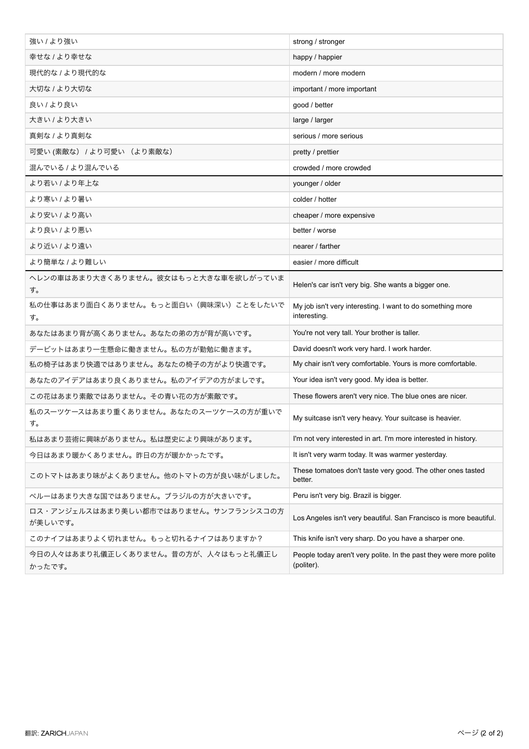| | |
|---|---|
| 強い / より強い | strong / stronger |
| 幸せな / より幸せな | happy / happier |
| 現代的な / より現代的な | modern / more modern |
| 大切な / より大切な | important / more important |
| 良い / より良い | good / better |
| 大きい / より大きい | large / larger |
| 真剣な / より真剣な | serious / more serious |
| 可愛い (素敵な) / より可愛い （より素敵な) | pretty / prettier |
| 混んでいる / より混んでいる | crowded / more crowded |
| より若い / より年上な | younger / older |
| より寒い / より暑い | colder / hotter |
| より安い / より高い | cheaper / more expensive |
| より良い / より悪い | better / worse |
| より近い / より遠い | nearer / farther |
| より簡単な / より難しい | easier / more difficult |
| ヘレンの車はあまり大きくありません。彼女はもっと大きな車を欲しがっています。 | Helen's car isn't very big. She wants a bigger one. |
| 私の仕事はあまり面白くありません。もっと面白い（興味深い）ことをしたいです。 | My job isn't very interesting. I want to do something more interesting. |
| あなたはあまり背が高くありません。あなたの弟の方が背が高いです。 | You're not very tall. Your brother is taller. |
| デービットはあまり一生懸命に働きません。私の方が勤勉に働きます。 | David doesn't work very hard. I work harder. |
| 私の椅子はあまり快適ではありません。あなたの椅子の方がより快適です。 | My chair isn't very comfortable. Yours is more comfortable. |
| あなたのアイデアはあまり良くありません。私のアイデアの方がましです。 | Your idea isn't very good. My idea is better. |
| この花はあまり素敵ではありません。その青い花の方が素敵です。 | These flowers aren't very nice. The blue ones are nicer. |
| 私のスーツケースはあまり重くありません。あなたのスーツケースの方が重いです。 | My suitcase isn't very heavy. Your suitcase is heavier. |
| 私はあまり芸術に興味がありません。私は歴史により興味があります。 | I'm not very interested in art. I'm more interested in history. |
| 今日はあまり暖かくありません。昨日の方が暖かかったです。 | It isn't very warm today. It was warmer yesterday. |
| このトマトはあまり味がよくありません。他のトマトの方が良い味がしました。 | These tomatoes don't taste very good. The other ones tasted better. |
| ペルーはあまり大きな国ではありません。ブラジルの方が大きいです。 | Peru isn't very big. Brazil is bigger. |
| ロス・アンジェルスはあまり美しい都市ではありません。サンフランシスコの方が美しいです。 | Los Angeles isn't very beautiful. San Francisco is more beautiful. |
| このナイフはあまりよく切れません。もっと切れるナイフはありますか？ | This knife isn't very sharp. Do you have a sharper one. |
| 今日の人々はあまり礼儀正しくありません。昔の方が、人々はもっと礼儀正しかったです。 | People today aren't very polite. In the past they were more polite (politer). |

翻訳: ZARICHJAPAN